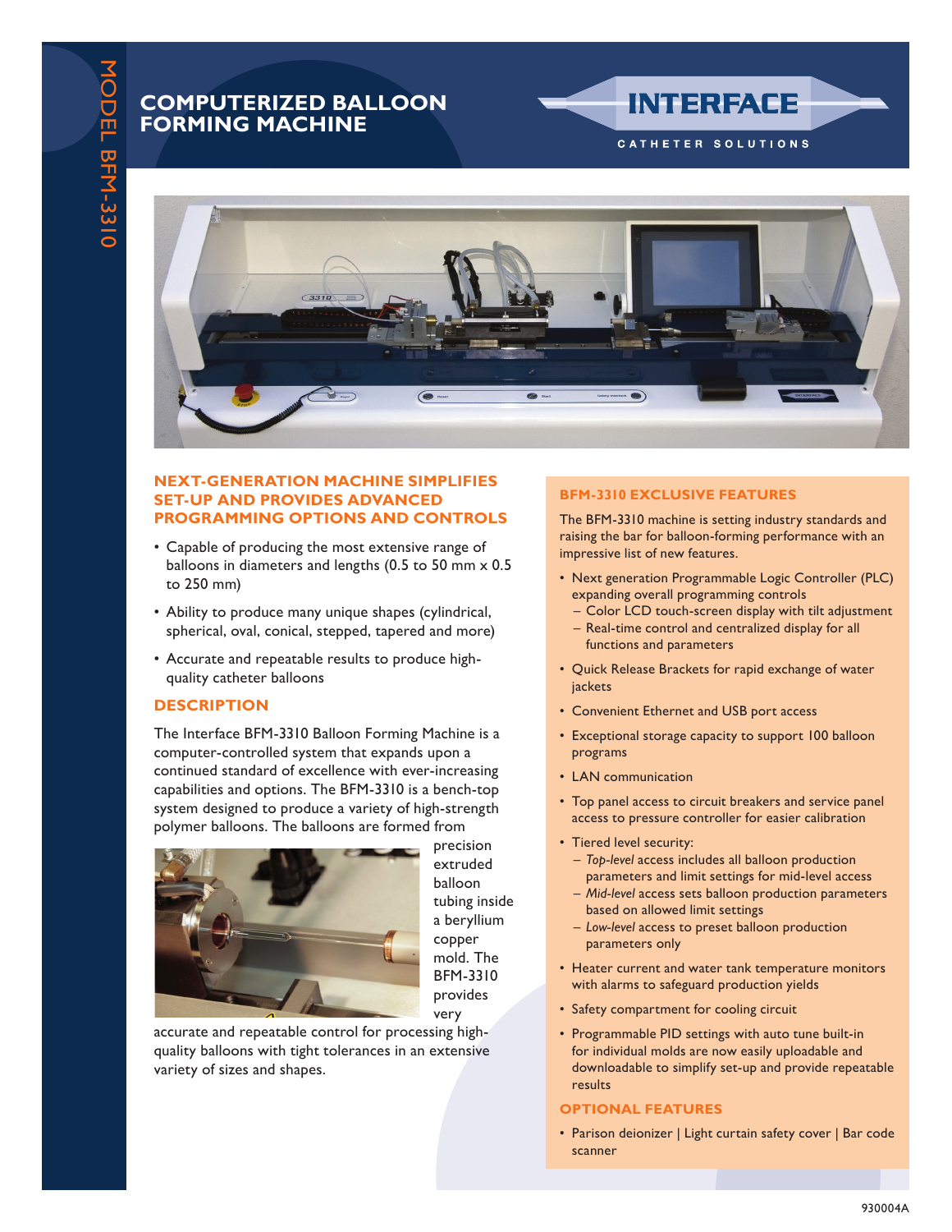# COMPUTERIZED BALLOON FORMING MACHINE

MODEL BFM-3310

INTERFACE
CATHETER SOLUTIONS

## NEXT-GENERATION MACHINE SIMPLIFIES SET-UP AND PROVIDES ADVANCED PROGRAMMING OPTIONS AND CONTROLS

- Capable of producing the most extensive range of balloons in diameters and lengths (0.5 to 50 mm x 0.5 to 250 mm)
- Ability to produce many unique shapes (cylindrical, spherical, oval, conical, stepped, tapered and more)
- Accurate and repeatable results to produce high-quality catheter balloons

## DESCRIPTION

The Interface BFM-3310 Balloon Forming Machine is a computer-controlled system that expands upon a continued standard of excellence with ever-increasing capabilities and options. The BFM-3310 is a bench-top system designed to produce a variety of high-strength polymer balloons. The balloons are formed from precision extruded balloon tubing inside a beryllium copper mold. The BFM-3310 provides very accurate and repeatable control for processing high-quality balloons with tight tolerances in an extensive variety of sizes and shapes.

## BFM-3310 EXCLUSIVE FEATURES

The BFM-3310 machine is setting industry standards and raising the bar for balloon-forming performance with an impressive list of new features.

- Next generation Programmable Logic Controller (PLC) expanding overall programming controls
  - Color LCD touch-screen display with tilt adjustment
  - Real-time control and centralized display for all functions and parameters
- Quick Release Brackets for rapid exchange of water jackets
- Convenient Ethernet and USB port access
- Exceptional storage capacity to support 100 balloon programs
- LAN communication
- Top panel access to circuit breakers and service panel access to pressure controller for easier calibration
- Tiered level security:
  - *Top-level* access includes all balloon production parameters and limit settings for mid-level access
  - *Mid-level* access sets balloon production parameters based on allowed limit settings
  - *Low-level* access to preset balloon production parameters only
- Heater current and water tank temperature monitors with alarms to safeguard production yields
- Safety compartment for cooling circuit
- Programmable PID settings with auto tune built-in for individual molds are now easily uploadable and downloadable to simplify set-up and provide repeatable results

## OPTIONAL FEATURES

- Parison deionizer | Light curtain safety cover | Bar code scanner

930004A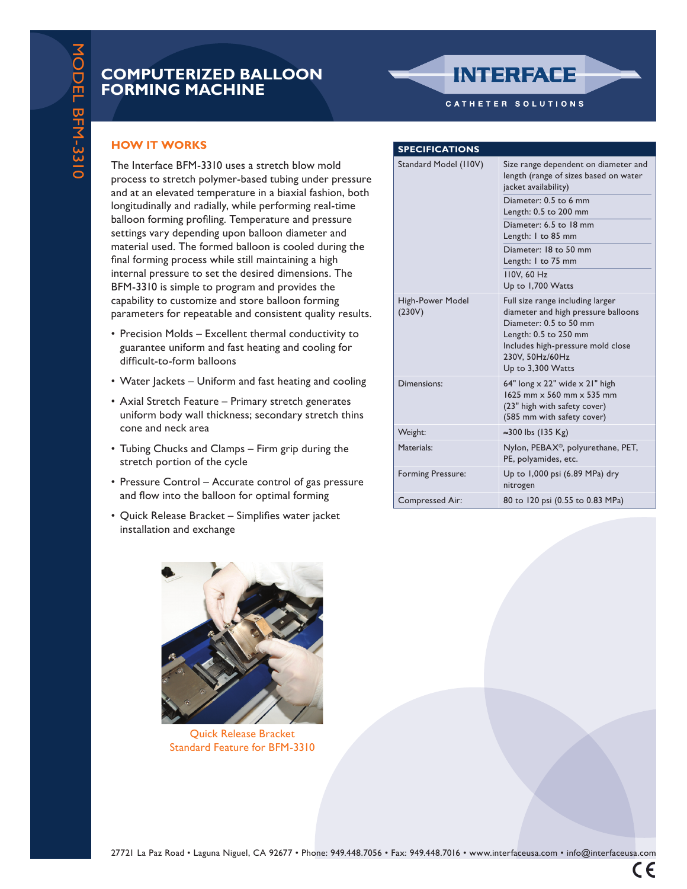# COMPUTERIZED BALLOON FORMING MACHINE

MODEL BFM-3310

INTERFACE CATHETER SOLUTIONS

## HOW IT WORKS

The Interface BFM-3310 uses a stretch blow mold process to stretch polymer-based tubing under pressure and at an elevated temperature in a biaxial fashion, both longitudinally and radially, while performing real-time balloon forming profiling. Temperature and pressure settings vary depending upon balloon diameter and material used. The formed balloon is cooled during the final forming process while still maintaining a high internal pressure to set the desired dimensions. The BFM-3310 is simple to program and provides the capability to customize and store balloon forming parameters for repeatable and consistent quality results.

- Precision Molds – Excellent thermal conductivity to guarantee uniform and fast heating and cooling for difficult-to-form balloons
- Water Jackets – Uniform and fast heating and cooling
- Axial Stretch Feature – Primary stretch generates uniform body wall thickness; secondary stretch thins cone and neck area
- Tubing Chucks and Clamps – Firm grip during the stretch portion of the cycle
- Pressure Control – Accurate control of gas pressure and flow into the balloon for optimal forming
- Quick Release Bracket – Simplifies water jacket installation and exchange

Quick Release Bracket
Standard Feature for BFM-3310

## SPECIFICATIONS

| | |
|---|---|
| Standard Model (110V) | Size range dependent on diameter and length (range of sizes based on water jacket availability)<br>Diameter: 0.5 to 6 mm<br>Length: 0.5 to 200 mm<br>Diameter: 6.5 to 18 mm<br>Length: 1 to 85 mm<br>Diameter: 18 to 50 mm<br>Length: 1 to 75 mm<br>110V, 60 Hz<br>Up to 1,700 Watts |
| High-Power Model (230V) | Full size range including larger diameter and high pressure balloons<br>Diameter: 0.5 to 50 mm<br>Length: 0.5 to 250 mm<br>Includes high-pressure mold close<br>230V, 50Hz/60Hz<br>Up to 3,300 Watts |
| Dimensions: | 64" long x 22" wide x 21" high<br>1625 mm x 560 mm x 535 mm<br>(23" high with safety cover)<br>(585 mm with safety cover) |
| Weight: | ≈300 lbs (135 Kg) |
| Materials: | Nylon, PEBAX®, polyurethane, PET, PE, polyamides, etc. |
| Forming Pressure: | Up to 1,000 psi (6.89 MPa) dry nitrogen |
| Compressed Air: | 80 to 120 psi (0.55 to 0.83 MPa) |

27721 La Paz Road • Laguna Niguel, CA 92677 • Phone: 949.448.7056 • Fax: 949.448.7016 • www.interfaceusa.com • info@interfaceusa.com

CE